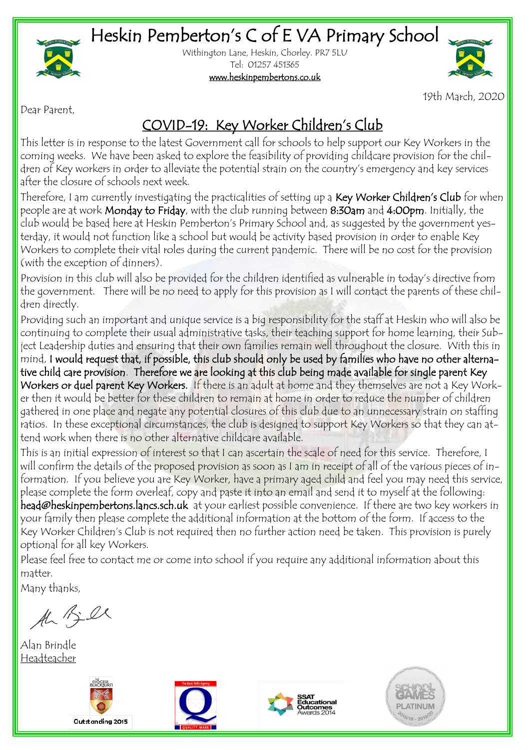# Heskin Pemberton's C of E VA Primary School

Withington Lane, Heskin, Chorley. PR7 5LU
Tel: 01257 451365
www.heskinpembertons.co.uk

19th March, 2020

Dear Parent,

## COVID-19: Key Worker Children's Club

This letter is in response to the latest Government call for schools to help support our Key Workers in the coming weeks. We have been asked to explore the feasibility of providing childcare provision for the children of Key workers in order to alleviate the potential strain on the country's emergency and key services after the closure of schools next week.

Therefore, I am currently investigating the practicalities of setting up a **Key Worker Children's Club** for when people are at work **Monday to Friday**, with the club running between **8:30am** and **4:00pm**. Initially, the club would be based here at Heskin Pemberton's Primary School and, as suggested by the government yesterday, it would not function like a school but would be activity based provision in order to enable Key Workers to complete their vital roles during the current pandemic. There will be no cost for the provision (with the exception of dinners).

Provision in this club will also be provided for the children identified as vulnerable in today's directive from the government. There will be no need to apply for this provision as I will contact the parents of these children directly.

Providing such an important and unique service is a big responsibility for the staff at Heskin who will also be continuing to complete their usual administrative tasks, their teaching support for home learning, their Subject Leadership duties and ensuring that their own families remain well throughout the closure. With this in mind, **I would request that, if possible, this club should only be used by families who have no other alternative child care provision. Therefore we are looking at this club being made available for single parent Key Workers or duel parent Key Workers.** If there is an adult at home and they themselves are not a Key Worker then it would be better for these children to remain at home in order to reduce the number of children gathered in one place and negate any potential closures of this club due to an unnecessary strain on staffing ratios. In these exceptional circumstances, the club is designed to support Key Workers so that they can attend work when there is no other alternative childcare available.

This is an initial expression of interest so that I can ascertain the scale of need for this service. Therefore, I will confirm the details of the proposed provision as soon as I am in receipt of all of the various pieces of information. If you believe you are Key Worker, have a primary aged child and feel you may need this service, please complete the form overleaf, copy and paste it into an email and send it to myself at the following: **head@heskinpembertons.lancs.sch.uk** at your earliest possible convenience. If there are two key workers in your family then please complete the additional information at the bottom of the form. If access to the Key Worker Children's Club is not required then no further action need be taken. This provision is purely optional for all key Workers.

Please feel free to contact me or come into school if you require any additional information about this matter.

Many thanks,

Alan Brindle
Headteacher

Outstanding 2015

SSAT Educational Outcomes Awards 2014

School Games Platinum 2018/19 - 2019/20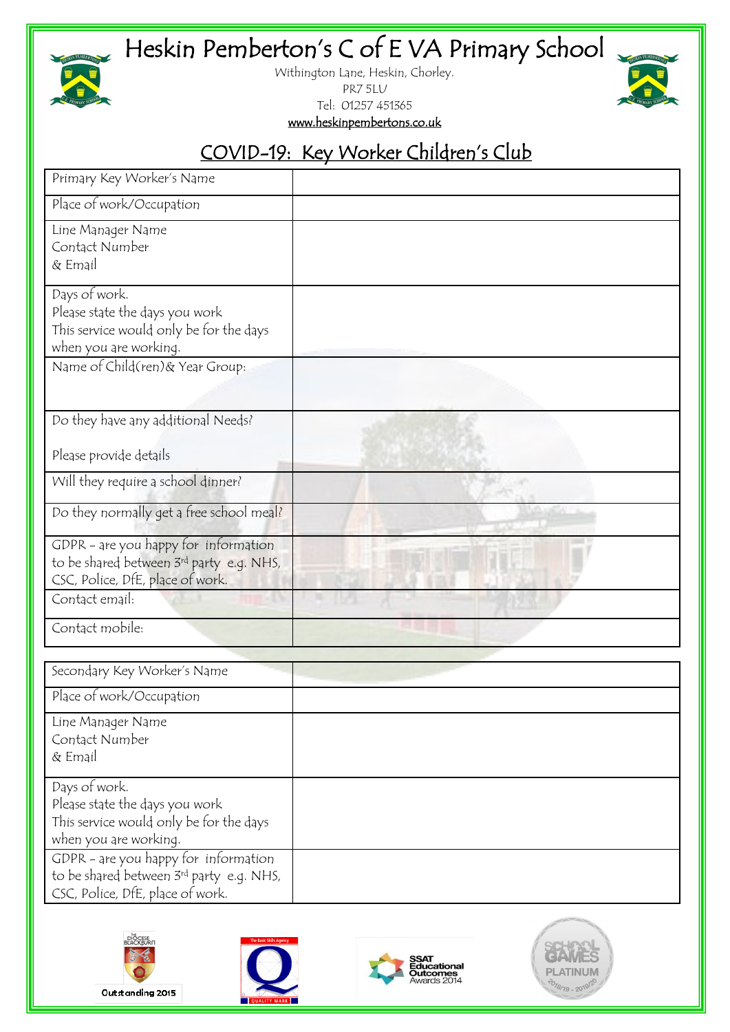# Heskin Pemberton's C of E VA Primary School

Withington Lane, Heskin, Chorley.
PR7 5LU
Tel: 01257 451365
www.heskinpembertons.co.uk

## COVID-19: Key Worker Children's Club

| | |
|---|---|
| Primary Key Worker's Name | |
| Place of work/Occupation | |
| Line Manager Name<br>Contact Number<br>& Email | |
| Days of work.<br>Please state the days you work<br>This service would only be for the days when you are working. | |
| Name of Child(ren)& Year Group: | |
| Do they have any additional Needs?<br><br>Please provide details | |
| Will they require a school dinner? | |
| Do they normally get a free school meal? | |
| GDPR – are you happy for information to be shared between 3rd party e.g. NHS, CSC, Police, DfE, place of work. | |
| Contact email: | |
| Contact mobile: | |

| | |
|---|---|
| Secondary Key Worker's Name | |
| Place of work/Occupation | |
| Line Manager Name<br>Contact Number<br>& Email | |
| Days of work.<br>Please state the days you work<br>This service would only be for the days when you are working. | |
| GDPR – are you happy for information to be shared between 3rd party e.g. NHS, CSC, Police, DfE, place of work. | |

Outstanding 2015

SSAT Educational Outcomes Awards 2014

School Games Platinum 2018/19 - 2019/20